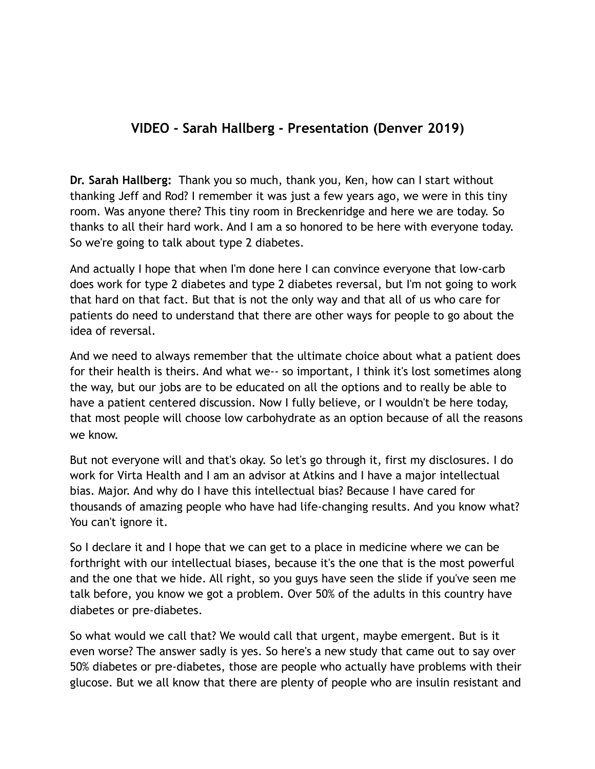## VIDEO - Sarah Hallberg - Presentation (Denver 2019)

**Dr. Sarah Hallberg:** Thank you so much, thank you, Ken, how can I start without thanking Jeff and Rod? I remember it was just a few years ago, we were in this tiny room. Was anyone there? This tiny room in Breckenridge and here we are today. So thanks to all their hard work. And I am a so honored to be here with everyone today. So we're going to talk about type 2 diabetes.

And actually I hope that when I'm done here I can convince everyone that low-carb does work for type 2 diabetes and type 2 diabetes reversal, but I'm not going to work that hard on that fact. But that is not the only way and that all of us who care for patients do need to understand that there are other ways for people to go about the idea of reversal.

And we need to always remember that the ultimate choice about what a patient does for their health is theirs. And what we-- so important, I think it's lost sometimes along the way, but our jobs are to be educated on all the options and to really be able to have a patient centered discussion. Now I fully believe, or I wouldn't be here today, that most people will choose low carbohydrate as an option because of all the reasons we know.

But not everyone will and that's okay. So let's go through it, first my disclosures. I do work for Virta Health and I am an advisor at Atkins and I have a major intellectual bias. Major. And why do I have this intellectual bias? Because I have cared for thousands of amazing people who have had life-changing results. And you know what? You can't ignore it.

So I declare it and I hope that we can get to a place in medicine where we can be forthright with our intellectual biases, because it's the one that is the most powerful and the one that we hide. All right, so you guys have seen the slide if you've seen me talk before, you know we got a problem. Over 50% of the adults in this country have diabetes or pre-diabetes.

So what would we call that? We would call that urgent, maybe emergent. But is it even worse? The answer sadly is yes. So here's a new study that came out to say over 50% diabetes or pre-diabetes, those are people who actually have problems with their glucose. But we all know that there are plenty of people who are insulin resistant and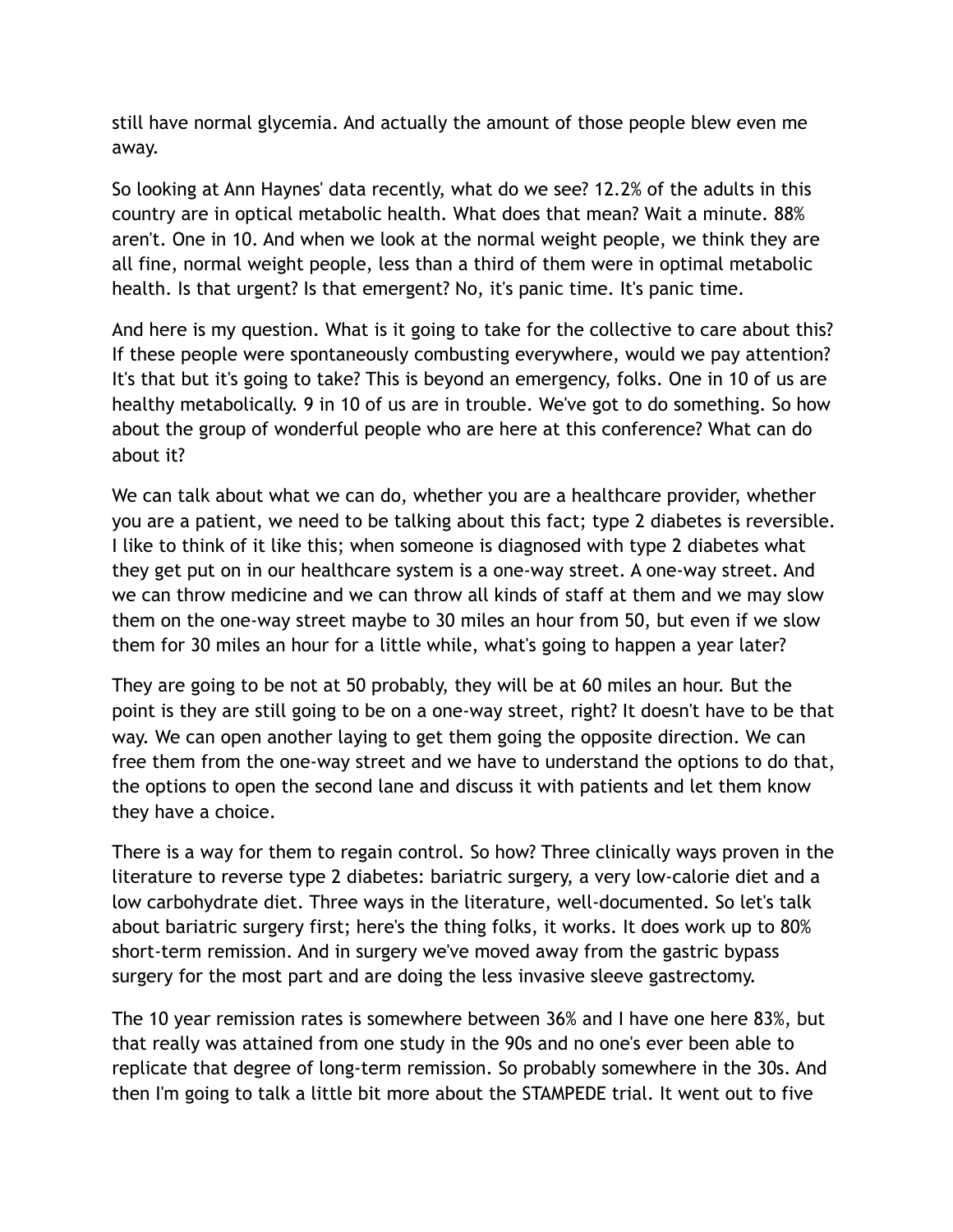still have normal glycemia. And actually the amount of those people blew even me away.

So looking at Ann Haynes' data recently, what do we see? 12.2% of the adults in this country are in optical metabolic health. What does that mean? Wait a minute. 88% aren't. One in 10. And when we look at the normal weight people, we think they are all fine, normal weight people, less than a third of them were in optimal metabolic health. Is that urgent? Is that emergent? No, it's panic time. It's panic time.

And here is my question. What is it going to take for the collective to care about this? If these people were spontaneously combusting everywhere, would we pay attention? It's that but it's going to take? This is beyond an emergency, folks. One in 10 of us are healthy metabolically. 9 in 10 of us are in trouble. We've got to do something. So how about the group of wonderful people who are here at this conference? What can do about it?

We can talk about what we can do, whether you are a healthcare provider, whether you are a patient, we need to be talking about this fact; type 2 diabetes is reversible. I like to think of it like this; when someone is diagnosed with type 2 diabetes what they get put on in our healthcare system is a one-way street. A one-way street. And we can throw medicine and we can throw all kinds of staff at them and we may slow them on the one-way street maybe to 30 miles an hour from 50, but even if we slow them for 30 miles an hour for a little while, what's going to happen a year later?

They are going to be not at 50 probably, they will be at 60 miles an hour. But the point is they are still going to be on a one-way street, right? It doesn't have to be that way. We can open another laying to get them going the opposite direction. We can free them from the one-way street and we have to understand the options to do that, the options to open the second lane and discuss it with patients and let them know they have a choice.

There is a way for them to regain control. So how? Three clinically ways proven in the literature to reverse type 2 diabetes: bariatric surgery, a very low-calorie diet and a low carbohydrate diet. Three ways in the literature, well-documented. So let's talk about bariatric surgery first; here's the thing folks, it works. It does work up to 80% short-term remission. And in surgery we've moved away from the gastric bypass surgery for the most part and are doing the less invasive sleeve gastrectomy.

The 10 year remission rates is somewhere between 36% and I have one here 83%, but that really was attained from one study in the 90s and no one's ever been able to replicate that degree of long-term remission. So probably somewhere in the 30s. And then I'm going to talk a little bit more about the STAMPEDE trial. It went out to five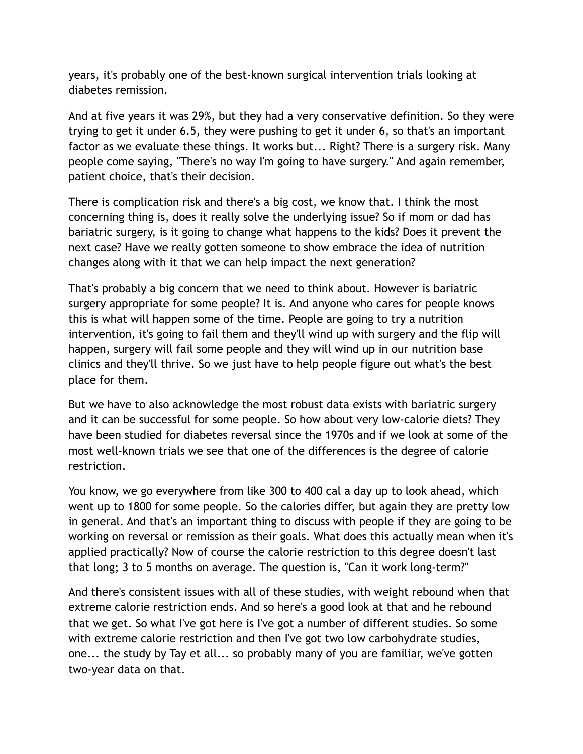years, it's probably one of the best-known surgical intervention trials looking at diabetes remission.

And at five years it was 29%, but they had a very conservative definition. So they were trying to get it under 6.5, they were pushing to get it under 6, so that's an important factor as we evaluate these things. It works but... Right? There is a surgery risk. Many people come saying, "There's no way I'm going to have surgery." And again remember, patient choice, that's their decision.

There is complication risk and there's a big cost, we know that. I think the most concerning thing is, does it really solve the underlying issue? So if mom or dad has bariatric surgery, is it going to change what happens to the kids? Does it prevent the next case? Have we really gotten someone to show embrace the idea of nutrition changes along with it that we can help impact the next generation?

That's probably a big concern that we need to think about. However is bariatric surgery appropriate for some people? It is. And anyone who cares for people knows this is what will happen some of the time. People are going to try a nutrition intervention, it's going to fail them and they'll wind up with surgery and the flip will happen, surgery will fail some people and they will wind up in our nutrition base clinics and they'll thrive. So we just have to help people figure out what's the best place for them.

But we have to also acknowledge the most robust data exists with bariatric surgery and it can be successful for some people. So how about very low-calorie diets? They have been studied for diabetes reversal since the 1970s and if we look at some of the most well-known trials we see that one of the differences is the degree of calorie restriction.

You know, we go everywhere from like 300 to 400 cal a day up to look ahead, which went up to 1800 for some people. So the calories differ, but again they are pretty low in general. And that's an important thing to discuss with people if they are going to be working on reversal or remission as their goals. What does this actually mean when it's applied practically? Now of course the calorie restriction to this degree doesn't last that long; 3 to 5 months on average. The question is, "Can it work long-term?"

And there's consistent issues with all of these studies, with weight rebound when that extreme calorie restriction ends. And so here's a good look at that and he rebound that we get. So what I've got here is I've got a number of different studies. So some with extreme calorie restriction and then I've got two low carbohydrate studies, one... the study by Tay et all... so probably many of you are familiar, we've gotten two-year data on that.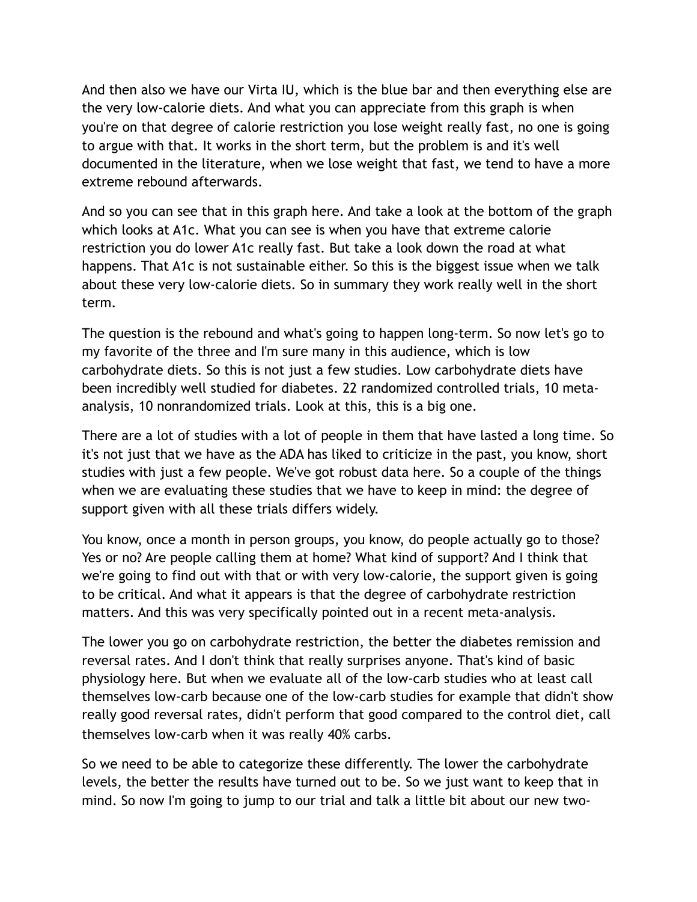And then also we have our Virta IU, which is the blue bar and then everything else are the very low-calorie diets. And what you can appreciate from this graph is when you're on that degree of calorie restriction you lose weight really fast, no one is going to argue with that. It works in the short term, but the problem is and it's well documented in the literature, when we lose weight that fast, we tend to have a more extreme rebound afterwards.

And so you can see that in this graph here. And take a look at the bottom of the graph which looks at A1c. What you can see is when you have that extreme calorie restriction you do lower A1c really fast. But take a look down the road at what happens. That A1c is not sustainable either. So this is the biggest issue when we talk about these very low-calorie diets. So in summary they work really well in the short term.

The question is the rebound and what's going to happen long-term. So now let's go to my favorite of the three and I'm sure many in this audience, which is low carbohydrate diets. So this is not just a few studies. Low carbohydrate diets have been incredibly well studied for diabetes. 22 randomized controlled trials, 10 meta-analysis, 10 nonrandomized trials. Look at this, this is a big one.

There are a lot of studies with a lot of people in them that have lasted a long time. So it's not just that we have as the ADA has liked to criticize in the past, you know, short studies with just a few people. We've got robust data here. So a couple of the things when we are evaluating these studies that we have to keep in mind: the degree of support given with all these trials differs widely.

You know, once a month in person groups, you know, do people actually go to those? Yes or no? Are people calling them at home? What kind of support? And I think that we're going to find out with that or with very low-calorie, the support given is going to be critical. And what it appears is that the degree of carbohydrate restriction matters. And this was very specifically pointed out in a recent meta-analysis.

The lower you go on carbohydrate restriction, the better the diabetes remission and reversal rates. And I don't think that really surprises anyone. That's kind of basic physiology here. But when we evaluate all of the low-carb studies who at least call themselves low-carb because one of the low-carb studies for example that didn't show really good reversal rates, didn't perform that good compared to the control diet, call themselves low-carb when it was really 40% carbs.

So we need to be able to categorize these differently. The lower the carbohydrate levels, the better the results have turned out to be. So we just want to keep that in mind. So now I'm going to jump to our trial and talk a little bit about our new two-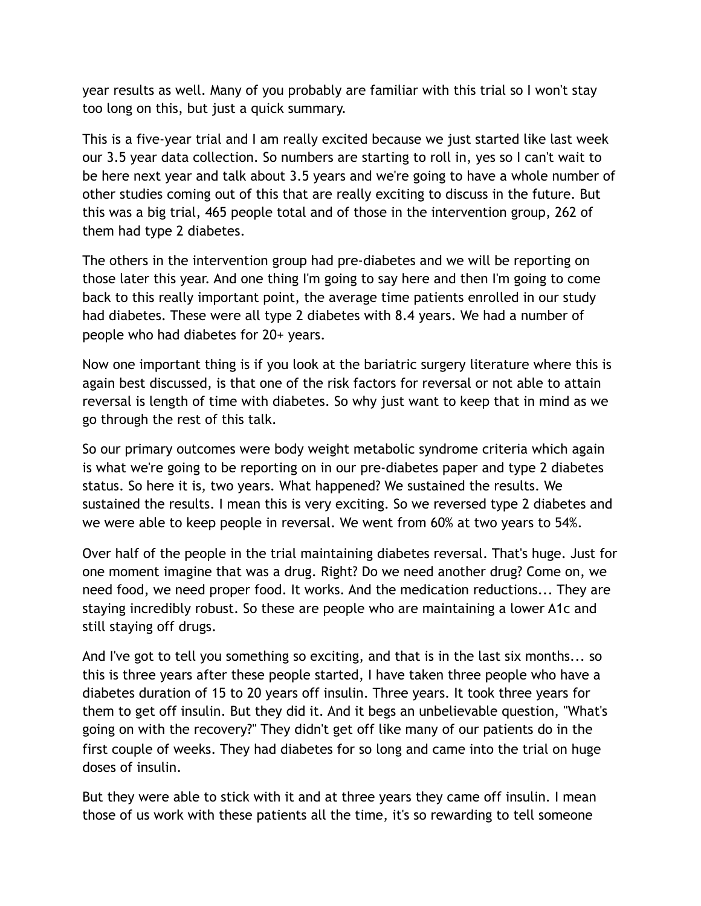year results as well. Many of you probably are familiar with this trial so I won't stay too long on this, but just a quick summary.

This is a five-year trial and I am really excited because we just started like last week our 3.5 year data collection. So numbers are starting to roll in, yes so I can't wait to be here next year and talk about 3.5 years and we're going to have a whole number of other studies coming out of this that are really exciting to discuss in the future. But this was a big trial, 465 people total and of those in the intervention group, 262 of them had type 2 diabetes.

The others in the intervention group had pre-diabetes and we will be reporting on those later this year. And one thing I'm going to say here and then I'm going to come back to this really important point, the average time patients enrolled in our study had diabetes. These were all type 2 diabetes with 8.4 years. We had a number of people who had diabetes for 20+ years.

Now one important thing is if you look at the bariatric surgery literature where this is again best discussed, is that one of the risk factors for reversal or not able to attain reversal is length of time with diabetes. So why just want to keep that in mind as we go through the rest of this talk.

So our primary outcomes were body weight metabolic syndrome criteria which again is what we're going to be reporting on in our pre-diabetes paper and type 2 diabetes status. So here it is, two years. What happened? We sustained the results. We sustained the results. I mean this is very exciting. So we reversed type 2 diabetes and we were able to keep people in reversal. We went from 60% at two years to 54%.

Over half of the people in the trial maintaining diabetes reversal. That's huge. Just for one moment imagine that was a drug. Right? Do we need another drug? Come on, we need food, we need proper food. It works. And the medication reductions... They are staying incredibly robust. So these are people who are maintaining a lower A1c and still staying off drugs.

And I've got to tell you something so exciting, and that is in the last six months... so this is three years after these people started, I have taken three people who have a diabetes duration of 15 to 20 years off insulin. Three years. It took three years for them to get off insulin. But they did it. And it begs an unbelievable question, "What's going on with the recovery?" They didn't get off like many of our patients do in the first couple of weeks. They had diabetes for so long and came into the trial on huge doses of insulin.

But they were able to stick with it and at three years they came off insulin. I mean those of us work with these patients all the time, it's so rewarding to tell someone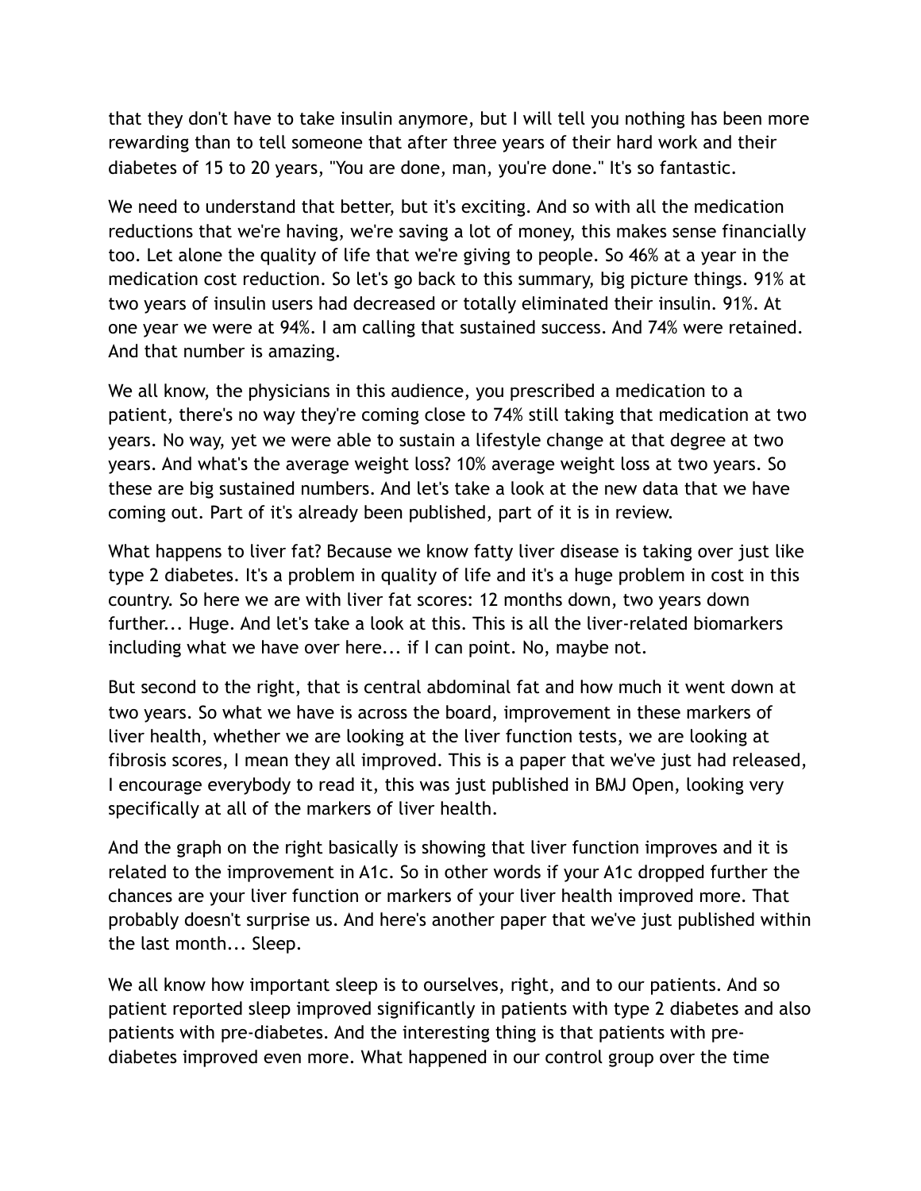that they don't have to take insulin anymore, but I will tell you nothing has been more rewarding than to tell someone that after three years of their hard work and their diabetes of 15 to 20 years, "You are done, man, you're done." It's so fantastic.

We need to understand that better, but it's exciting. And so with all the medication reductions that we're having, we're saving a lot of money, this makes sense financially too. Let alone the quality of life that we're giving to people. So 46% at a year in the medication cost reduction. So let's go back to this summary, big picture things. 91% at two years of insulin users had decreased or totally eliminated their insulin. 91%. At one year we were at 94%. I am calling that sustained success. And 74% were retained. And that number is amazing.

We all know, the physicians in this audience, you prescribed a medication to a patient, there's no way they're coming close to 74% still taking that medication at two years. No way, yet we were able to sustain a lifestyle change at that degree at two years. And what's the average weight loss? 10% average weight loss at two years. So these are big sustained numbers. And let's take a look at the new data that we have coming out. Part of it's already been published, part of it is in review.

What happens to liver fat? Because we know fatty liver disease is taking over just like type 2 diabetes. It's a problem in quality of life and it's a huge problem in cost in this country. So here we are with liver fat scores: 12 months down, two years down further... Huge. And let's take a look at this. This is all the liver-related biomarkers including what we have over here... if I can point. No, maybe not.

But second to the right, that is central abdominal fat and how much it went down at two years. So what we have is across the board, improvement in these markers of liver health, whether we are looking at the liver function tests, we are looking at fibrosis scores, I mean they all improved. This is a paper that we've just had released, I encourage everybody to read it, this was just published in BMJ Open, looking very specifically at all of the markers of liver health.

And the graph on the right basically is showing that liver function improves and it is related to the improvement in A1c. So in other words if your A1c dropped further the chances are your liver function or markers of your liver health improved more. That probably doesn't surprise us. And here's another paper that we've just published within the last month... Sleep.

We all know how important sleep is to ourselves, right, and to our patients. And so patient reported sleep improved significantly in patients with type 2 diabetes and also patients with pre-diabetes. And the interesting thing is that patients with pre-diabetes improved even more. What happened in our control group over the time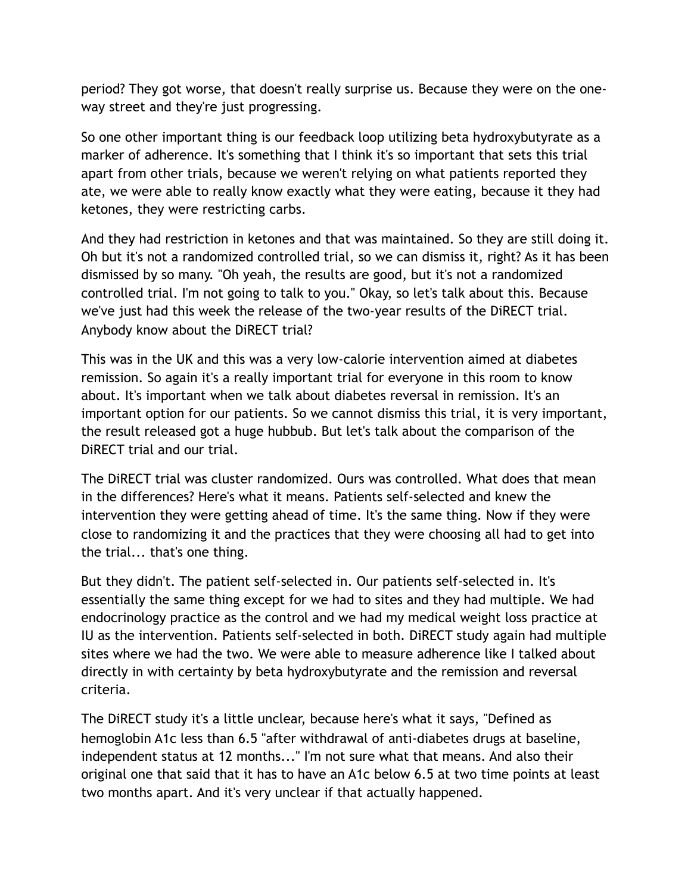period? They got worse, that doesn't really surprise us. Because they were on the one-way street and they're just progressing.

So one other important thing is our feedback loop utilizing beta hydroxybutyrate as a marker of adherence. It's something that I think it's so important that sets this trial apart from other trials, because we weren't relying on what patients reported they ate, we were able to really know exactly what they were eating, because it they had ketones, they were restricting carbs.

And they had restriction in ketones and that was maintained. So they are still doing it. Oh but it's not a randomized controlled trial, so we can dismiss it, right? As it has been dismissed by so many. "Oh yeah, the results are good, but it's not a randomized controlled trial. I'm not going to talk to you." Okay, so let's talk about this. Because we've just had this week the release of the two-year results of the DiRECT trial. Anybody know about the DiRECT trial?

This was in the UK and this was a very low-calorie intervention aimed at diabetes remission. So again it's a really important trial for everyone in this room to know about. It's important when we talk about diabetes reversal in remission. It's an important option for our patients. So we cannot dismiss this trial, it is very important, the result released got a huge hubbub. But let's talk about the comparison of the DiRECT trial and our trial.

The DiRECT trial was cluster randomized. Ours was controlled. What does that mean in the differences? Here's what it means. Patients self-selected and knew the intervention they were getting ahead of time. It's the same thing. Now if they were close to randomizing it and the practices that they were choosing all had to get into the trial... that's one thing.

But they didn't. The patient self-selected in. Our patients self-selected in. It's essentially the same thing except for we had to sites and they had multiple. We had endocrinology practice as the control and we had my medical weight loss practice at IU as the intervention. Patients self-selected in both. DiRECT study again had multiple sites where we had the two. We were able to measure adherence like I talked about directly in with certainty by beta hydroxybutyrate and the remission and reversal criteria.

The DiRECT study it's a little unclear, because here's what it says, "Defined as hemoglobin A1c less than 6.5 "after withdrawal of anti-diabetes drugs at baseline, independent status at 12 months..." I'm not sure what that means. And also their original one that said that it has to have an A1c below 6.5 at two time points at least two months apart. And it's very unclear if that actually happened.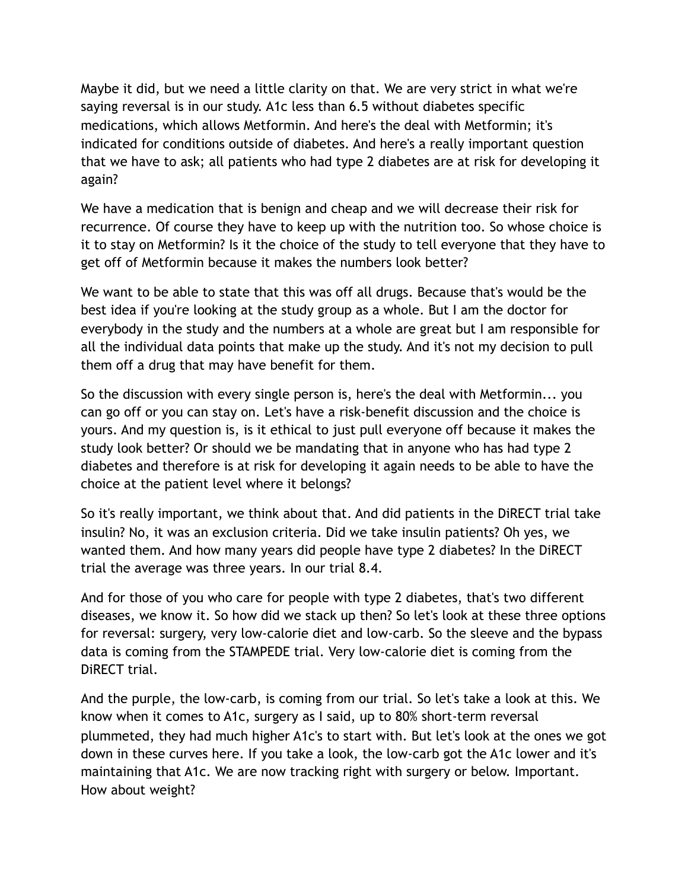Maybe it did, but we need a little clarity on that. We are very strict in what we're saying reversal is in our study. A1c less than 6.5 without diabetes specific medications, which allows Metformin. And here's the deal with Metformin; it's indicated for conditions outside of diabetes. And here's a really important question that we have to ask; all patients who had type 2 diabetes are at risk for developing it again?

We have a medication that is benign and cheap and we will decrease their risk for recurrence. Of course they have to keep up with the nutrition too. So whose choice is it to stay on Metformin? Is it the choice of the study to tell everyone that they have to get off of Metformin because it makes the numbers look better?

We want to be able to state that this was off all drugs. Because that's would be the best idea if you're looking at the study group as a whole. But I am the doctor for everybody in the study and the numbers at a whole are great but I am responsible for all the individual data points that make up the study. And it's not my decision to pull them off a drug that may have benefit for them.

So the discussion with every single person is, here's the deal with Metformin... you can go off or you can stay on. Let's have a risk-benefit discussion and the choice is yours. And my question is, is it ethical to just pull everyone off because it makes the study look better? Or should we be mandating that in anyone who has had type 2 diabetes and therefore is at risk for developing it again needs to be able to have the choice at the patient level where it belongs?

So it's really important, we think about that. And did patients in the DiRECT trial take insulin? No, it was an exclusion criteria. Did we take insulin patients? Oh yes, we wanted them. And how many years did people have type 2 diabetes? In the DiRECT trial the average was three years. In our trial 8.4.

And for those of you who care for people with type 2 diabetes, that's two different diseases, we know it. So how did we stack up then? So let's look at these three options for reversal: surgery, very low-calorie diet and low-carb. So the sleeve and the bypass data is coming from the STAMPEDE trial. Very low-calorie diet is coming from the DiRECT trial.

And the purple, the low-carb, is coming from our trial. So let's take a look at this. We know when it comes to A1c, surgery as I said, up to 80% short-term reversal plummeted, they had much higher A1c's to start with. But let's look at the ones we got down in these curves here. If you take a look, the low-carb got the A1c lower and it's maintaining that A1c. We are now tracking right with surgery or below. Important. How about weight?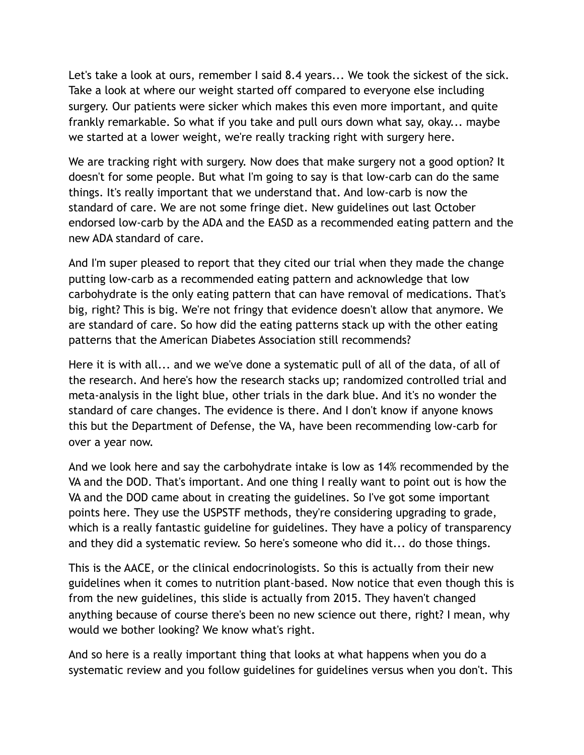Let's take a look at ours, remember I said 8.4 years... We took the sickest of the sick. Take a look at where our weight started off compared to everyone else including surgery. Our patients were sicker which makes this even more important, and quite frankly remarkable. So what if you take and pull ours down what say, okay... maybe we started at a lower weight, we're really tracking right with surgery here.

We are tracking right with surgery. Now does that make surgery not a good option? It doesn't for some people. But what I'm going to say is that low-carb can do the same things. It's really important that we understand that. And low-carb is now the standard of care. We are not some fringe diet. New guidelines out last October endorsed low-carb by the ADA and the EASD as a recommended eating pattern and the new ADA standard of care.

And I'm super pleased to report that they cited our trial when they made the change putting low-carb as a recommended eating pattern and acknowledge that low carbohydrate is the only eating pattern that can have removal of medications. That's big, right? This is big. We're not fringy that evidence doesn't allow that anymore. We are standard of care. So how did the eating patterns stack up with the other eating patterns that the American Diabetes Association still recommends?

Here it is with all... and we we've done a systematic pull of all of the data, of all of the research. And here's how the research stacks up; randomized controlled trial and meta-analysis in the light blue, other trials in the dark blue. And it's no wonder the standard of care changes. The evidence is there. And I don't know if anyone knows this but the Department of Defense, the VA, have been recommending low-carb for over a year now.

And we look here and say the carbohydrate intake is low as 14% recommended by the VA and the DOD. That's important. And one thing I really want to point out is how the VA and the DOD came about in creating the guidelines. So I've got some important points here. They use the USPSTF methods, they're considering upgrading to grade, which is a really fantastic guideline for guidelines. They have a policy of transparency and they did a systematic review. So here's someone who did it... do those things.

This is the AACE, or the clinical endocrinologists. So this is actually from their new guidelines when it comes to nutrition plant-based. Now notice that even though this is from the new guidelines, this slide is actually from 2015. They haven't changed anything because of course there's been no new science out there, right? I mean, why would we bother looking? We know what's right.

And so here is a really important thing that looks at what happens when you do a systematic review and you follow guidelines for guidelines versus when you don't. This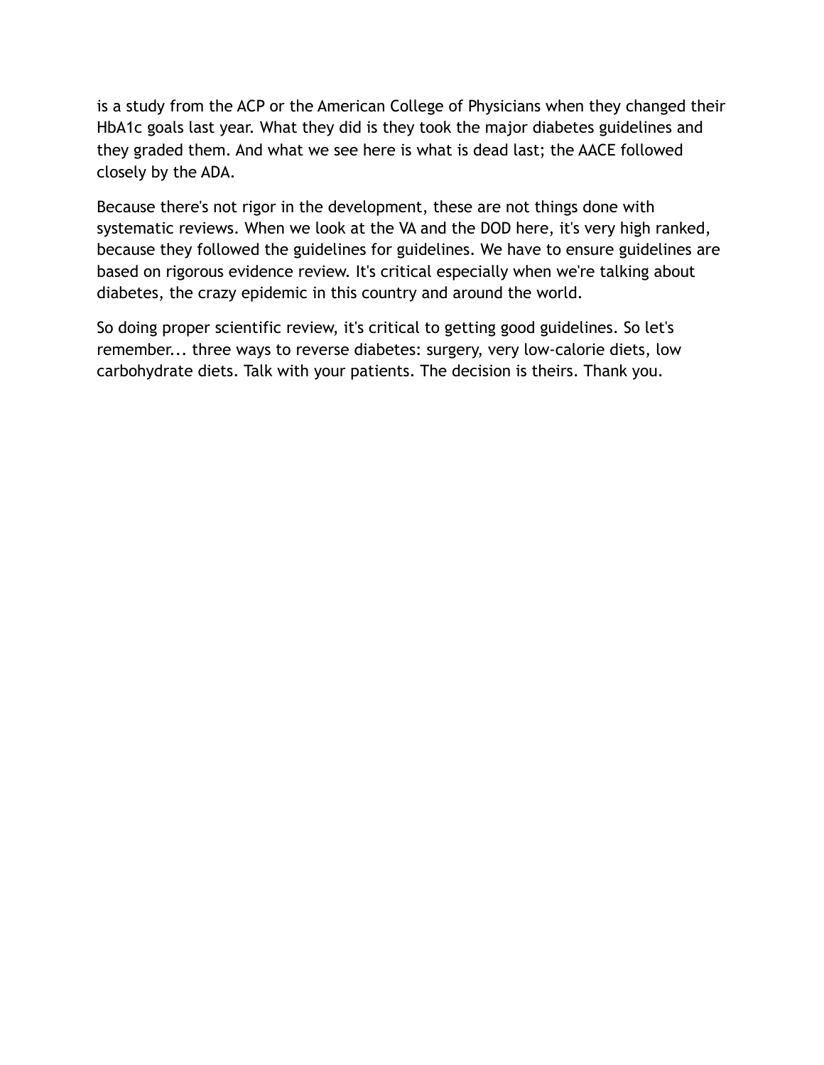is a study from the ACP or the American College of Physicians when they changed their HbA1c goals last year. What they did is they took the major diabetes guidelines and they graded them. And what we see here is what is dead last; the AACE followed closely by the ADA.

Because there's not rigor in the development, these are not things done with systematic reviews. When we look at the VA and the DOD here, it's very high ranked, because they followed the guidelines for guidelines. We have to ensure guidelines are based on rigorous evidence review. It's critical especially when we're talking about diabetes, the crazy epidemic in this country and around the world.

So doing proper scientific review, it's critical to getting good guidelines. So let's remember... three ways to reverse diabetes: surgery, very low-calorie diets, low carbohydrate diets. Talk with your patients. The decision is theirs. Thank you.